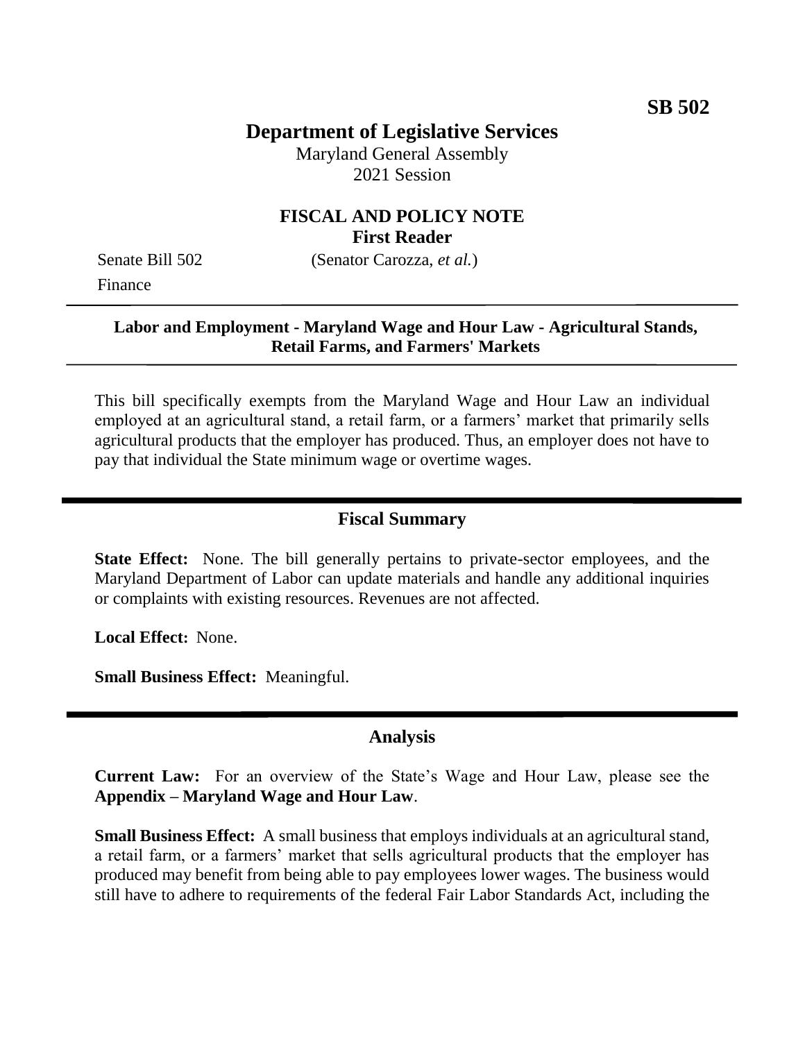**SB 502**

# Department of Legislative Services

Maryland General Assembly
2021 Session

## FISCAL AND POLICY NOTE
**First Reader**

Senate Bill 502 (Senator Carozza, *et al.*)
Finance

---

**Labor and Employment - Maryland Wage and Hour Law - Agricultural Stands, Retail Farms, and Farmers' Markets**

---

This bill specifically exempts from the Maryland Wage and Hour Law an individual employed at an agricultural stand, a retail farm, or a farmers' market that primarily sells agricultural products that the employer has produced. Thus, an employer does not have to pay that individual the State minimum wage or overtime wages.

## Fiscal Summary

**State Effect:** None. The bill generally pertains to private-sector employees, and the Maryland Department of Labor can update materials and handle any additional inquiries or complaints with existing resources. Revenues are not affected.

**Local Effect:** None.

**Small Business Effect:** Meaningful.

## Analysis

**Current Law:** For an overview of the State's Wage and Hour Law, please see the **Appendix – Maryland Wage and Hour Law**.

**Small Business Effect:** A small business that employs individuals at an agricultural stand, a retail farm, or a farmers' market that sells agricultural products that the employer has produced may benefit from being able to pay employees lower wages. The business would still have to adhere to requirements of the federal Fair Labor Standards Act, including the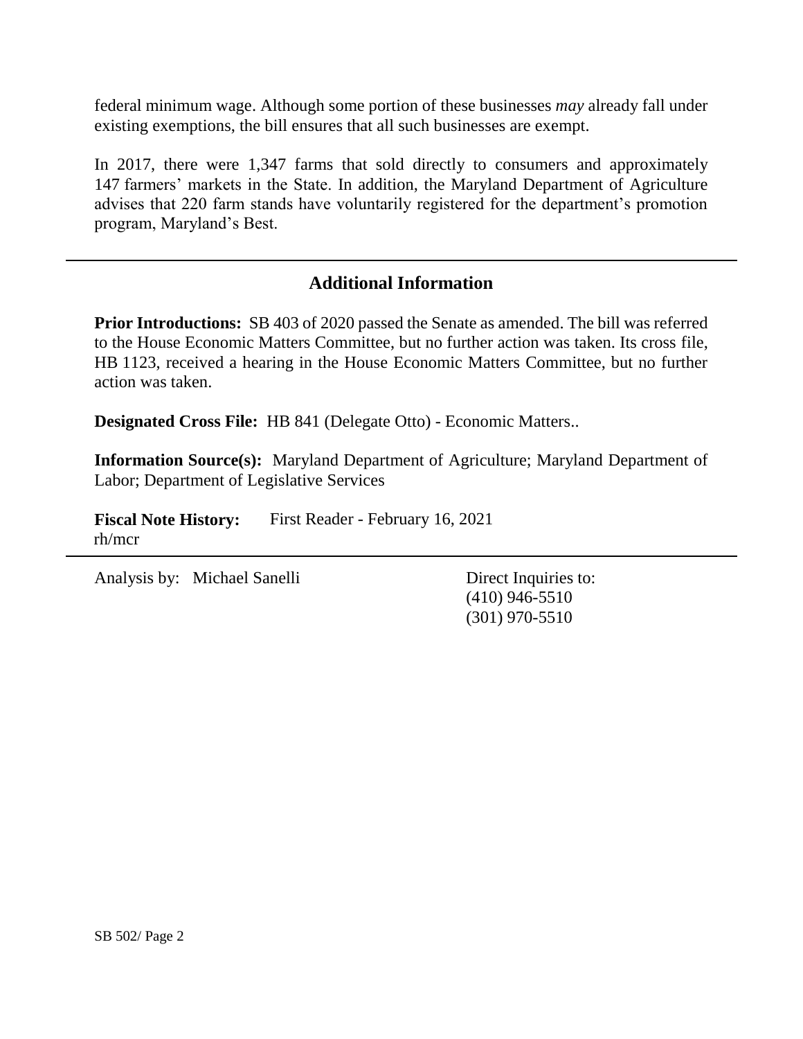federal minimum wage. Although some portion of these businesses *may* already fall under existing exemptions, the bill ensures that all such businesses are exempt.

In 2017, there were 1,347 farms that sold directly to consumers and approximately 147 farmers' markets in the State. In addition, the Maryland Department of Agriculture advises that 220 farm stands have voluntarily registered for the department's promotion program, Maryland's Best.

## Additional Information

**Prior Introductions:** SB 403 of 2020 passed the Senate as amended. The bill was referred to the House Economic Matters Committee, but no further action was taken. Its cross file, HB 1123, received a hearing in the House Economic Matters Committee, but no further action was taken.

**Designated Cross File:** HB 841 (Delegate Otto) - Economic Matters..

**Information Source(s):** Maryland Department of Agriculture; Maryland Department of Labor; Department of Legislative Services

**Fiscal Note History:** First Reader - February 16, 2021
rh/mcr

Analysis by: Michael Sanelli

Direct Inquiries to:
(410) 946-5510
(301) 970-5510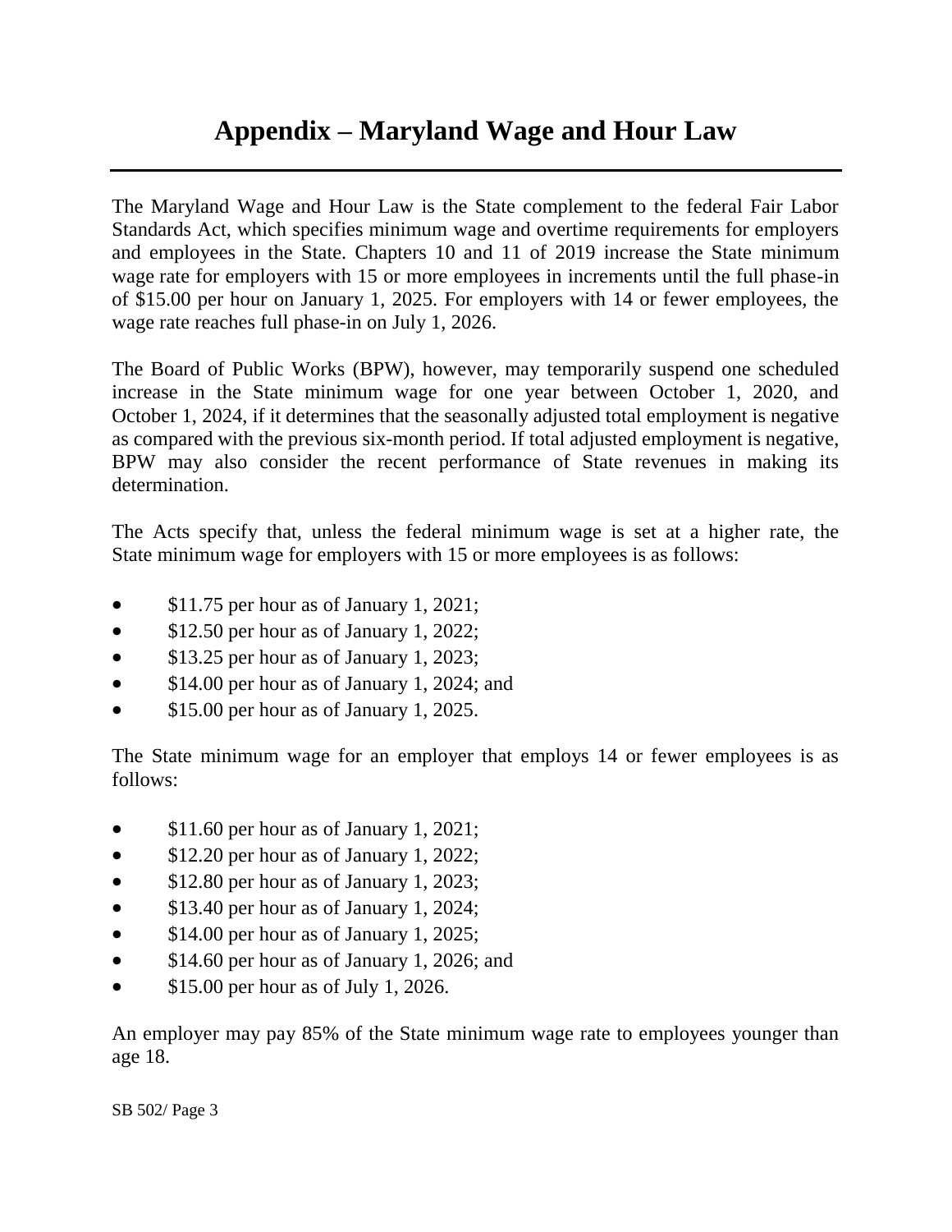# Appendix – Maryland Wage and Hour Law

The Maryland Wage and Hour Law is the State complement to the federal Fair Labor Standards Act, which specifies minimum wage and overtime requirements for employers and employees in the State. Chapters 10 and 11 of 2019 increase the State minimum wage rate for employers with 15 or more employees in increments until the full phase-in of $15.00 per hour on January 1, 2025. For employers with 14 or fewer employees, the wage rate reaches full phase-in on July 1, 2026.

The Board of Public Works (BPW), however, may temporarily suspend one scheduled increase in the State minimum wage for one year between October 1, 2020, and October 1, 2024, if it determines that the seasonally adjusted total employment is negative as compared with the previous six-month period. If total adjusted employment is negative, BPW may also consider the recent performance of State revenues in making its determination.

The Acts specify that, unless the federal minimum wage is set at a higher rate, the State minimum wage for employers with 15 or more employees is as follows:

- $11.75 per hour as of January 1, 2021;
- $12.50 per hour as of January 1, 2022;
- $13.25 per hour as of January 1, 2023;
- $14.00 per hour as of January 1, 2024; and
- $15.00 per hour as of January 1, 2025.

The State minimum wage for an employer that employs 14 or fewer employees is as follows:

- $11.60 per hour as of January 1, 2021;
- $12.20 per hour as of January 1, 2022;
- $12.80 per hour as of January 1, 2023;
- $13.40 per hour as of January 1, 2024;
- $14.00 per hour as of January 1, 2025;
- $14.60 per hour as of January 1, 2026; and
- $15.00 per hour as of July 1, 2026.

An employer may pay 85% of the State minimum wage rate to employees younger than age 18.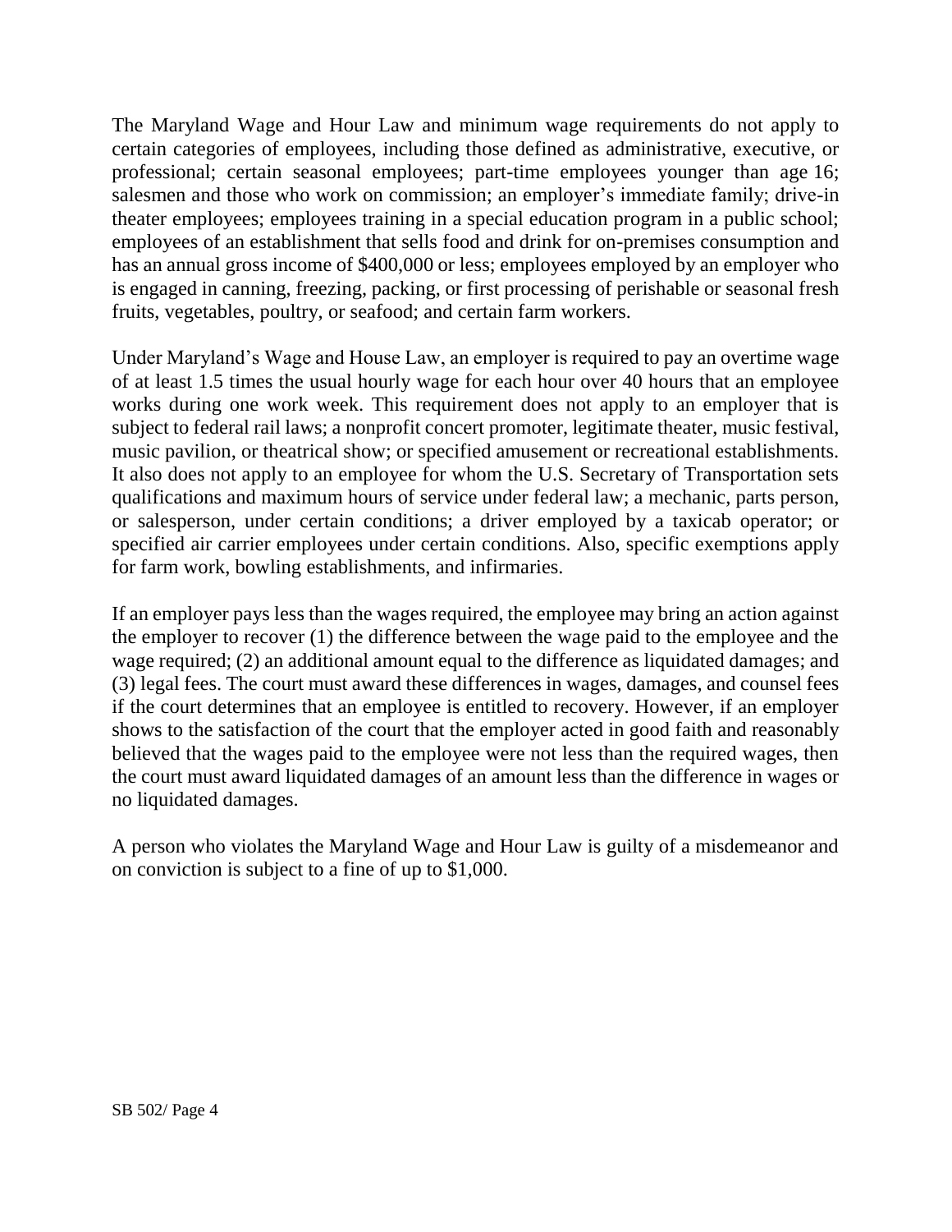The Maryland Wage and Hour Law and minimum wage requirements do not apply to certain categories of employees, including those defined as administrative, executive, or professional; certain seasonal employees; part-time employees younger than age 16; salesmen and those who work on commission; an employer's immediate family; drive-in theater employees; employees training in a special education program in a public school; employees of an establishment that sells food and drink for on-premises consumption and has an annual gross income of $400,000 or less; employees employed by an employer who is engaged in canning, freezing, packing, or first processing of perishable or seasonal fresh fruits, vegetables, poultry, or seafood; and certain farm workers.

Under Maryland's Wage and House Law, an employer is required to pay an overtime wage of at least 1.5 times the usual hourly wage for each hour over 40 hours that an employee works during one work week. This requirement does not apply to an employer that is subject to federal rail laws; a nonprofit concert promoter, legitimate theater, music festival, music pavilion, or theatrical show; or specified amusement or recreational establishments. It also does not apply to an employee for whom the U.S. Secretary of Transportation sets qualifications and maximum hours of service under federal law; a mechanic, parts person, or salesperson, under certain conditions; a driver employed by a taxicab operator; or specified air carrier employees under certain conditions. Also, specific exemptions apply for farm work, bowling establishments, and infirmaries.

If an employer pays less than the wages required, the employee may bring an action against the employer to recover (1) the difference between the wage paid to the employee and the wage required; (2) an additional amount equal to the difference as liquidated damages; and (3) legal fees. The court must award these differences in wages, damages, and counsel fees if the court determines that an employee is entitled to recovery. However, if an employer shows to the satisfaction of the court that the employer acted in good faith and reasonably believed that the wages paid to the employee were not less than the required wages, then the court must award liquidated damages of an amount less than the difference in wages or no liquidated damages.

A person who violates the Maryland Wage and Hour Law is guilty of a misdemeanor and on conviction is subject to a fine of up to $1,000.